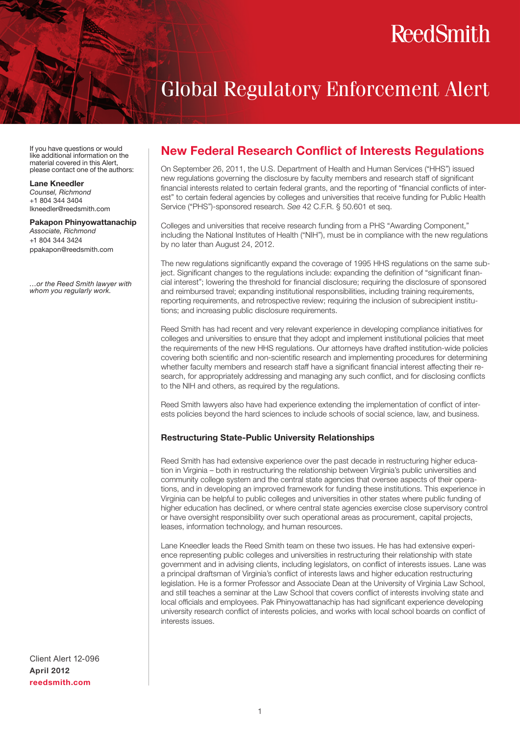# ReedSmith

# Global Regulatory Enforcement Alert

If you have questions or would like additional information on the material covered in this Alert, please contact one of the authors:

**Lane Kneedler**
*Counsel, Richmond*
+1 804 344 3404
lkneedler@reedsmith.com

**Pakapon Phinyowattanachip**
*Associate, Richmond*
+1 804 344 3424
ppakapon@reedsmith.com

*...or the Reed Smith lawyer with whom you regularly work.*

Client Alert 12-096
**April 2012**
**reedsmith.com**

## New Federal Research Conflict of Interests Regulations

On September 26, 2011, the U.S. Department of Health and Human Services ("HHS") issued new regulations governing the disclosure by faculty members and research staff of significant financial interests related to certain federal grants, and the reporting of "financial conflicts of interest" to certain federal agencies by colleges and universities that receive funding for Public Health Service ("PHS")-sponsored research. *See* 42 C.F.R. § 50.601 et seq.

Colleges and universities that receive research funding from a PHS "Awarding Component," including the National Institutes of Health ("NIH"), must be in compliance with the new regulations by no later than August 24, 2012.

The new regulations significantly expand the coverage of 1995 HHS regulations on the same subject. Significant changes to the regulations include: expanding the definition of "significant financial interest"; lowering the threshold for financial disclosure; requiring the disclosure of sponsored and reimbursed travel; expanding institutional responsibilities, including training requirements, reporting requirements, and retrospective review; requiring the inclusion of subrecipient institutions; and increasing public disclosure requirements.

Reed Smith has had recent and very relevant experience in developing compliance initiatives for colleges and universities to ensure that they adopt and implement institutional policies that meet the requirements of the new HHS regulations. Our attorneys have drafted institution-wide policies covering both scientific and non-scientific research and implementing procedures for determining whether faculty members and research staff have a significant financial interest affecting their research, for appropriately addressing and managing any such conflict, and for disclosing conflicts to the NIH and others, as required by the regulations.

Reed Smith lawyers also have had experience extending the implementation of conflict of interests policies beyond the hard sciences to include schools of social science, law, and business.

### Restructuring State-Public University Relationships

Reed Smith has had extensive experience over the past decade in restructuring higher education in Virginia – both in restructuring the relationship between Virginia's public universities and community college system and the central state agencies that oversee aspects of their operations, and in developing an improved framework for funding these institutions. This experience in Virginia can be helpful to public colleges and universities in other states where public funding of higher education has declined, or where central state agencies exercise close supervisory control or have oversight responsibility over such operational areas as procurement, capital projects, leases, information technology, and human resources.

Lane Kneedler leads the Reed Smith team on these two issues. He has had extensive experience representing public colleges and universities in restructuring their relationship with state government and in advising clients, including legislators, on conflict of interests issues. Lane was a principal draftsman of Virginia's conflict of interests laws and higher education restructuring legislation. He is a former Professor and Associate Dean at the University of Virginia Law School, and still teaches a seminar at the Law School that covers conflict of interests involving state and local officials and employees. Pak Phinyowattanachip has had significant experience developing university research conflict of interests policies, and works with local school boards on conflict of interests issues.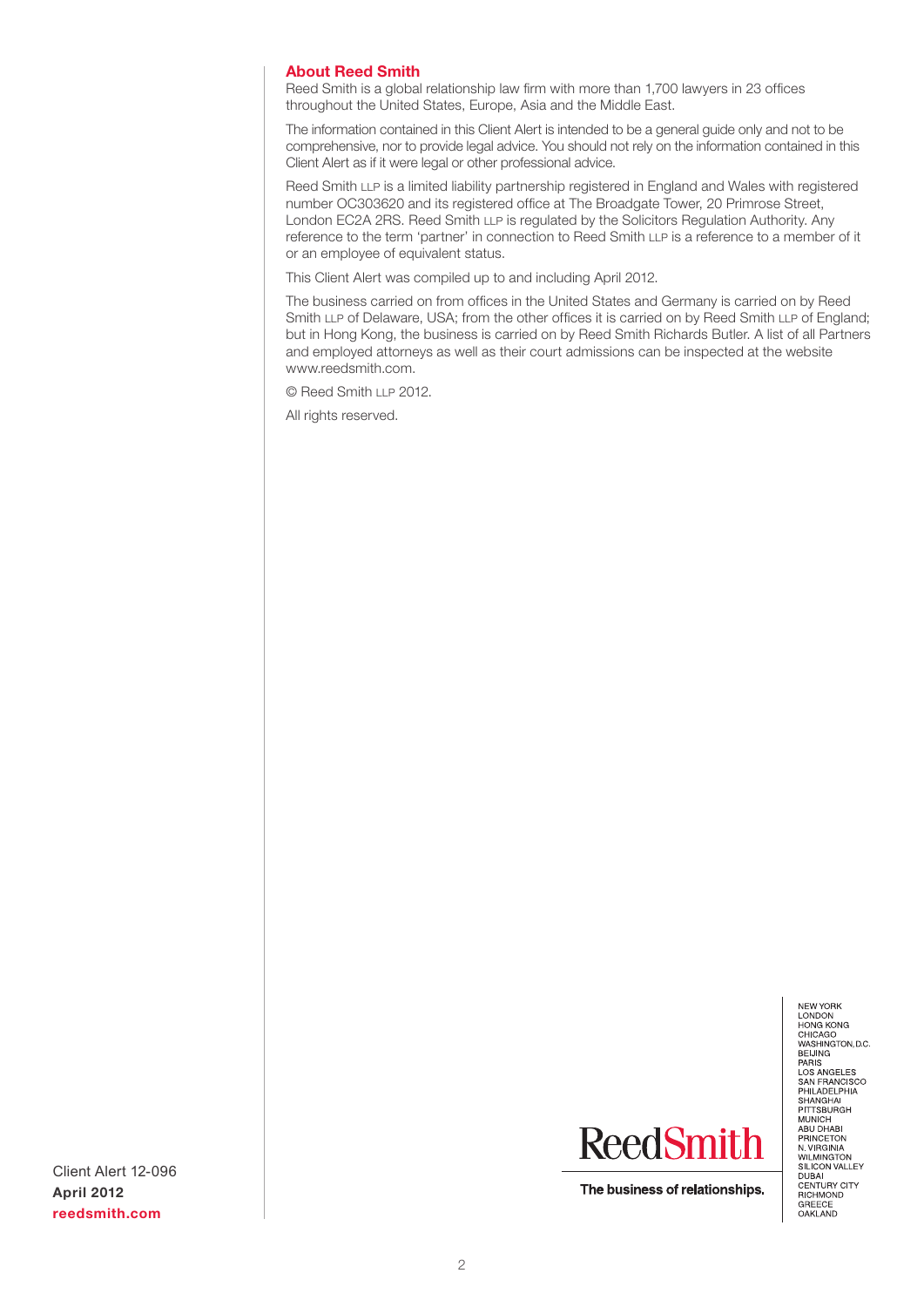## About Reed Smith

Reed Smith is a global relationship law firm with more than 1,700 lawyers in 23 offices throughout the United States, Europe, Asia and the Middle East.

The information contained in this Client Alert is intended to be a general guide only and not to be comprehensive, nor to provide legal advice. You should not rely on the information contained in this Client Alert as if it were legal or other professional advice.

Reed Smith LLP is a limited liability partnership registered in England and Wales with registered number OC303620 and its registered office at The Broadgate Tower, 20 Primrose Street, London EC2A 2RS. Reed Smith LLP is regulated by the Solicitors Regulation Authority. Any reference to the term 'partner' in connection to Reed Smith LLP is a reference to a member of it or an employee of equivalent status.

This Client Alert was compiled up to and including April 2012.

The business carried on from offices in the United States and Germany is carried on by Reed Smith LLP of Delaware, USA; from the other offices it is carried on by Reed Smith LLP of England; but in Hong Kong, the business is carried on by Reed Smith Richards Butler. A list of all Partners and employed attorneys as well as their court admissions can be inspected at the website www.reedsmith.com.

© Reed Smith LLP 2012.

All rights reserved.

ReedSmith

The business of relationships.

NEW YORK
LONDON
HONG KONG
CHICAGO
WASHINGTON, D.C.
BEIJING
PARIS
LOS ANGELES
SAN FRANCISCO
PHILADELPHIA
SHANGHAI
PITTSBURGH
MUNICH
ABU DHABI
PRINCETON
N. VIRGINIA
WILMINGTON
SILICON VALLEY
DUBAI
CENTURY CITY
RICHMOND
GREECE
OAKLAND

Client Alert 12-096
**April 2012**
**reedsmith.com**